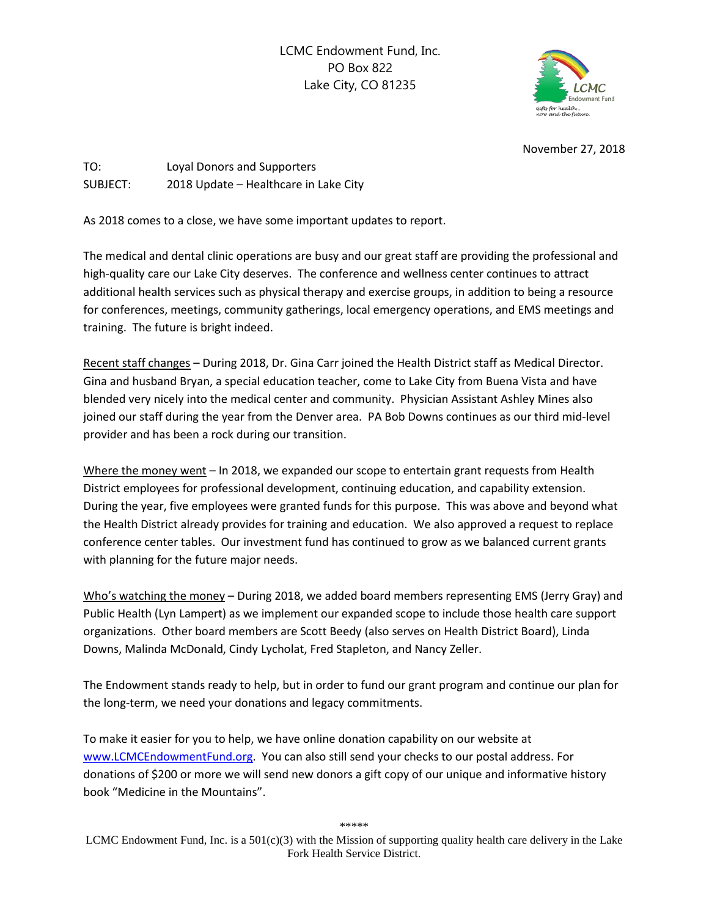LCMC Endowment Fund, Inc.
PO Box 822
Lake City, CO 81235

November 27, 2018

TO: Loyal Donors and Supporters
SUBJECT: 2018 Update – Healthcare in Lake City

As 2018 comes to a close, we have some important updates to report.

The medical and dental clinic operations are busy and our great staff are providing the professional and high-quality care our Lake City deserves. The conference and wellness center continues to attract additional health services such as physical therapy and exercise groups, in addition to being a resource for conferences, meetings, community gatherings, local emergency operations, and EMS meetings and training. The future is bright indeed.

<u>Recent staff changes</u> – During 2018, Dr. Gina Carr joined the Health District staff as Medical Director. Gina and husband Bryan, a special education teacher, come to Lake City from Buena Vista and have blended very nicely into the medical center and community. Physician Assistant Ashley Mines also joined our staff during the year from the Denver area. PA Bob Downs continues as our third mid-level provider and has been a rock during our transition.

<u>Where the money went</u> – In 2018, we expanded our scope to entertain grant requests from Health District employees for professional development, continuing education, and capability extension. During the year, five employees were granted funds for this purpose. This was above and beyond what the Health District already provides for training and education. We also approved a request to replace conference center tables. Our investment fund has continued to grow as we balanced current grants with planning for the future major needs.

<u>Who's watching the money</u> – During 2018, we added board members representing EMS (Jerry Gray) and Public Health (Lyn Lampert) as we implement our expanded scope to include those health care support organizations. Other board members are Scott Beedy (also serves on Health District Board), Linda Downs, Malinda McDonald, Cindy Lycholat, Fred Stapleton, and Nancy Zeller.

The Endowment stands ready to help, but in order to fund our grant program and continue our plan for the long-term, we need your donations and legacy commitments.

To make it easier for you to help, we have online donation capability on our website at www.LCMCEndowmentFund.org. You can also still send your checks to our postal address. For donations of $200 or more we will send new donors a gift copy of our unique and informative history book "Medicine in the Mountains".

*****

LCMC Endowment Fund, Inc. is a 501(c)(3) with the Mission of supporting quality health care delivery in the Lake Fork Health Service District.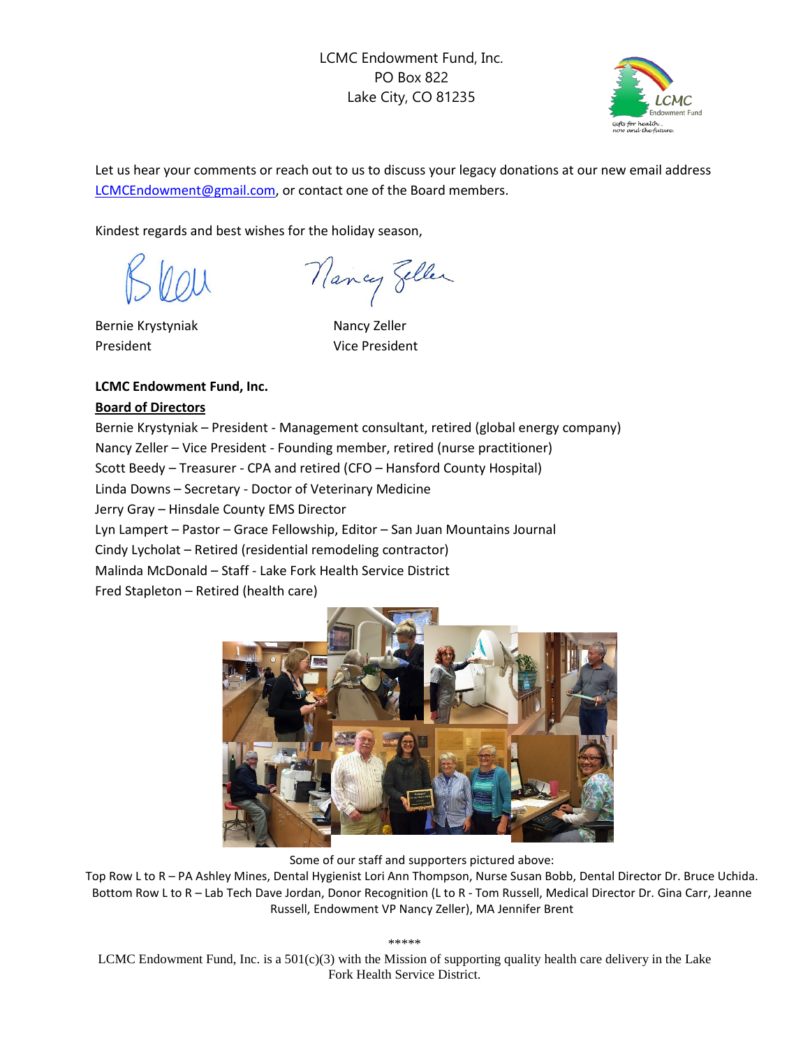LCMC Endowment Fund, Inc.
PO Box 822
Lake City, CO 81235

Let us hear your comments or reach out to us to discuss your legacy donations at our new email address LCMCEndowment@gmail.com, or contact one of the Board members.

Kindest regards and best wishes for the holiday season,

Bernie Krystyniak
President

Nancy Zeller
Vice President

**LCMC Endowment Fund, Inc.**

**Board of Directors**

Bernie Krystyniak – President - Management consultant, retired (global energy company)
Nancy Zeller – Vice President - Founding member, retired (nurse practitioner)
Scott Beedy – Treasurer - CPA and retired (CFO – Hansford County Hospital)
Linda Downs – Secretary - Doctor of Veterinary Medicine
Jerry Gray – Hinsdale County EMS Director
Lyn Lampert – Pastor – Grace Fellowship, Editor – San Juan Mountains Journal
Cindy Lycholat – Retired (residential remodeling contractor)
Malinda McDonald – Staff - Lake Fork Health Service District
Fred Stapleton – Retired (health care)

Some of our staff and supporters pictured above:
Top Row L to R – PA Ashley Mines, Dental Hygienist Lori Ann Thompson, Nurse Susan Bobb, Dental Director Dr. Bruce Uchida.
Bottom Row L to R – Lab Tech Dave Jordan, Donor Recognition (L to R - Tom Russell, Medical Director Dr. Gina Carr, Jeanne Russell, Endowment VP Nancy Zeller), MA Jennifer Brent

*****

LCMC Endowment Fund, Inc. is a 501(c)(3) with the Mission of supporting quality health care delivery in the Lake Fork Health Service District.